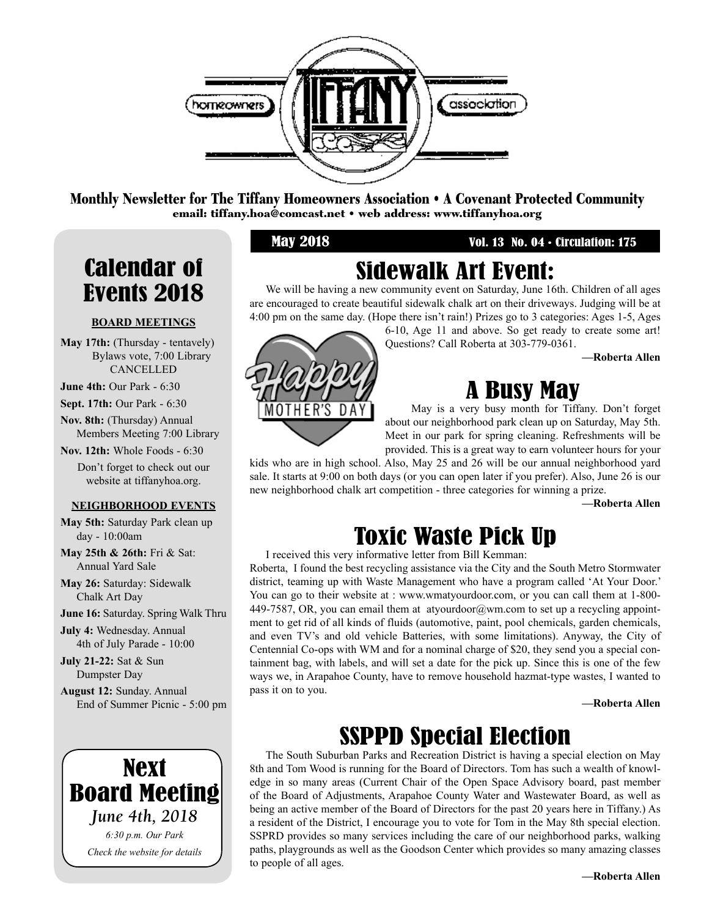# Tiffany Homeowners Association

**Monthly Newsletter for The Tiffany Homeowners Association • A Covenant Protected Community**
**email: tiffany.hoa@comcast.net • web address: www.tiffanyhoa.org**

**May 2018** — **Vol. 13 No. 04 • Circulation: 175**

## Calendar of Events 2018

**BOARD MEETINGS**

**May 17th:** (Thursday - tentavely) Bylaws vote, 7:00 Library CANCELLED

**June 4th:** Our Park - 6:30

**Sept. 17th:** Our Park - 6:30

**Nov. 8th:** (Thursday) Annual Members Meeting 7:00 Library

**Nov. 12th:** Whole Foods - 6:30

Don't forget to check out our website at tiffanyhoa.org.

**NEIGHBORHOOD EVENTS**

**May 5th:** Saturday Park clean up day - 10:00am

**May 25th & 26th:** Fri & Sat: Annual Yard Sale

**May 26:** Saturday: Sidewalk Chalk Art Day

**June 16:** Saturday. Spring Walk Thru

**July 4:** Wednesday. Annual 4th of July Parade - 10:00

**July 21-22:** Sat & Sun Dumpster Day

**August 12:** Sunday. Annual End of Summer Picnic - 5:00 pm

## Next Board Meeting

*June 4th, 2018*

*6:30 p.m. Our Park*

*Check the website for details*

## Sidewalk Art Event:

We will be having a new community event on Saturday, June 16th. Children of all ages are encouraged to create beautiful sidewalk chalk art on their driveways. Judging will be at 4:00 pm on the same day. (Hope there isn't rain!) Prizes go to 3 categories: Ages 1-5, Ages 6-10, Age 11 and above. So get ready to create some art! Questions? Call Roberta at 303-779-0361.

**—Roberta Allen**

Happy MOTHER'S DAY

## A Busy May

May is a very busy month for Tiffany. Don't forget about our neighborhood park clean up on Saturday, May 5th. Meet in our park for spring cleaning. Refreshments will be provided. This is a great way to earn volunteer hours for your kids who are in high school. Also, May 25 and 26 will be our annual neighborhood yard sale. It starts at 9:00 on both days (or you can open later if you prefer). Also, June 26 is our new neighborhood chalk art competition - three categories for winning a prize.

**—Roberta Allen**

## Toxic Waste Pick Up

I received this very informative letter from Bill Kemman:

Roberta, I found the best recycling assistance via the City and the South Metro Stormwater district, teaming up with Waste Management who have a program called 'At Your Door.' You can go to their website at : www.wmatyourdoor.com, or you can call them at 1-800-449-7587, OR, you can email them at atyourdoor@wm.com to set up a recycling appointment to get rid of all kinds of fluids (automotive, paint, pool chemicals, garden chemicals, and even TV's and old vehicle Batteries, with some limitations). Anyway, the City of Centennial Co-ops with WM and for a nominal charge of $20, they send you a special containment bag, with labels, and will set a date for the pick up. Since this is one of the few ways we, in Arapahoe County, have to remove household hazmat-type wastes, I wanted to pass it on to you.

**—Roberta Allen**

## SSPPD Special Election

The South Suburban Parks and Recreation District is having a special election on May 8th and Tom Wood is running for the Board of Directors. Tom has such a wealth of knowledge in so many areas (Current Chair of the Open Space Advisory board, past member of the Board of Adjustments, Arapahoe County Water and Wastewater Board, as well as being an active member of the Board of Directors for the past 20 years here in Tiffany.) As a resident of the District, I encourage you to vote for Tom in the May 8th special election. SSPRD provides so many services including the care of our neighborhood parks, walking paths, playgrounds as well as the Goodson Center which provides so many amazing classes to people of all ages.

**—Roberta Allen**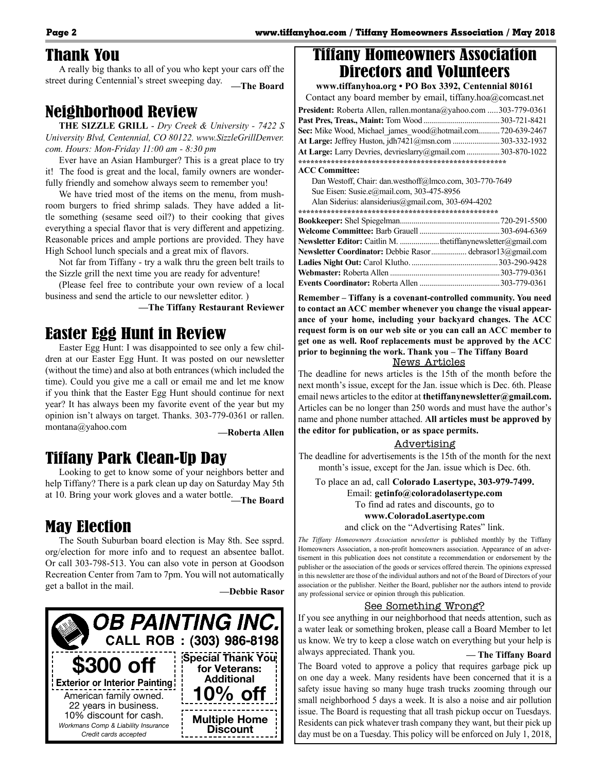## Thank You

A really big thanks to all of you who kept your cars off the street during Centennial's street sweeping day.

**—The Board**

## Neighborhood Review

**THE SIZZLE GRILL** - *Dry Creek & University - 7422 S University Blvd, Centennial, CO 80122. www.SizzleGrillDenver.com. Hours: Mon-Friday 11:00 am - 8:30 pm*

Ever have an Asian Hamburger? This is a great place to try it! The food is great and the local, family owners are wonderfully friendly and somehow always seem to remember you!

We have tried most of the items on the menu, from mushroom burgers to fried shrimp salads. They have added a little something (sesame seed oil?) to their cooking that gives everything a special flavor that is very different and appetizing. Reasonable prices and ample portions are provided. They have High School lunch specials and a great mix of flavors.

Not far from Tiffany - try a walk thru the green belt trails to the Sizzle grill the next time you are ready for adventure!

(Please feel free to contribute your own review of a local business and send the article to our newsletter editor. )

**—The Tiffany Restaurant Reviewer**

## Easter Egg Hunt in Review

Easter Egg Hunt: I was disappointed to see only a few children at our Easter Egg Hunt. It was posted on our newsletter (without the time) and also at both entrances (which included the time). Could you give me a call or email me and let me know if you think that the Easter Egg Hunt should continue for next year? It has always been my favorite event of the year but my opinion isn't always on target. Thanks. 303-779-0361 or rallen.montana@yahoo.com

**—Roberta Allen**

## Tiffany Park Clean-Up Day

Looking to get to know some of your neighbors better and help Tiffany? There is a park clean up day on Saturday May 5th at 10. Bring your work gloves and a water bottle.

**—The Board**

## May Election

The South Suburban board election is May 8th. See ssprd.org/election for more info and to request an absentee ballot. Or call 303-798-513. You can also vote in person at Goodson Recreation Center from 7am to 7pm. You will not automatically get a ballot in the mail.

**—Debbie Rasor**

**OB PAINTING INC.**
**CALL ROB : (303) 986-8198**

**$300 off**
**Exterior or Interior Painting**

American family owned.
22 years in business.
10% discount for cash.
*Workmans Comp & Liability Insurance*
*Credit cards accepted*

**Special Thank You for Veterans: Additional 10% off**

**Multiple Home Discount**

## Tiffany Homeowners Association Directors and Volunteers

**www.tiffanyhoa.org • PO Box 3392, Centennial 80161**

Contact any board member by email, tiffany.hoa@comcast.net

**President:** Roberta Allen, rallen.montana@yahoo.com ..... 303-779-0361
**Past Pres, Treas., Maint:** Tom Wood ..... 303-721-8421
**Sec:** Mike Wood, Michael_james_wood@hotmail.com..... 720-639-2467
**At Large:** Jeffrey Huston, jdh7421@msn.com ..... 303-332-1932
**At Large:** Larry Devries, devrieslarry@gmail.com ..... 303-870-1022

\*\*\*\*\*\*\*\*\*\*\*\*\*\*\*\*\*\*\*\*\*\*\*\*\*\*\*\*\*\*\*\*\*\*\*\*\*\*\*\*\*\*\*\*\*\*\*\*\*\*\*

**ACC Committee:**
Dan Westoff, Chair: dan.westhoff@lmco.com, 303-770-7649
Sue Eisen: Susie.e@mail.com, 303-475-8956
Alan Siderius: alansiderius@gmail.com, 303-694-4202

\*\*\*\*\*\*\*\*\*\*\*\*\*\*\*\*\*\*\*\*\*\*\*\*\*\*\*\*\*\*\*\*\*\*\*\*\*\*\*\*\*\*\*\*\*\*\*\*\*\*\*

**Bookkeeper:** Shel Spiegelman..... 720-291-5500
**Welcome Committee:** Barb Grauell ..... 303-694-6369
**Newsletter Editor:** Caitlin M. ..... thetiffanynewsletter@gmail.com
**Newsletter Coordinator:** Debbie Rasor ..... debrasor13@gmail.com
**Ladies Night Out:** Carol Klutho. ..... 303-290-9428
**Webmaster:** Roberta Allen ..... 303-779-0361
**Events Coordinator:** Roberta Allen ..... 303-779-0361

**Remember – Tiffany is a covenant-controlled community. You need to contact an ACC member whenever you change the visual appearance of your home, including your backyard changes. The ACC request form is on our web site or you can call an ACC member to get one as well. Roof replacements must be approved by the ACC prior to beginning the work. Thank you – The Tiffany Board**

### News Articles

The deadline for news articles is the 15th of the month before the next month's issue, except for the Jan. issue which is Dec. 6th. Please email news articles to the editor at **thetiffanynewsletter@gmail.com.** Articles can be no longer than 250 words and must have the author's name and phone number attached. **All articles must be approved by the editor for publication, or as space permits.**

### Advertising

The deadline for advertisements is the 15th of the month for the next month's issue, except for the Jan. issue which is Dec. 6th.

To place an ad, call **Colorado Lasertype, 303-979-7499.**
Email: **getinfo@coloradolasertype.com**
To find ad rates and discounts, go to
**www.ColoradoLasertype.com**
and click on the "Advertising Rates" link.

*The Tiffany Homeowners Association newsletter* is published monthly by the Tiffany Homeowners Association, a non-profit homeowners association. Appearance of an advertisement in this publication does not constitute a recommendation or endorsement by the publisher or the association of the goods or services offered therein. The opinions expressed in this newsletter are those of the individual authors and not of the Board of Directors of your association or the publisher. Neither the Board, publisher nor the authors intend to provide any professional service or opinion through this publication.

### See Something Wrong?

If you see anything in our neighborhood that needs attention, such as a water leak or something broken, please call a Board Member to let us know. We try to keep a close watch on everything but your help is always appreciated. Thank you.

**— The Tiffany Board**

The Board voted to approve a policy that requires garbage pick up on one day a week. Many residents have been concerned that it is a safety issue having so many huge trash trucks zooming through our small neighborhood 5 days a week. It is also a noise and air pollution issue. The Board is requesting that all trash pickup occur on Tuesdays. Residents can pick whatever trash company they want, but their pick up day must be on a Tuesday. This policy will be enforced on July 1, 2018,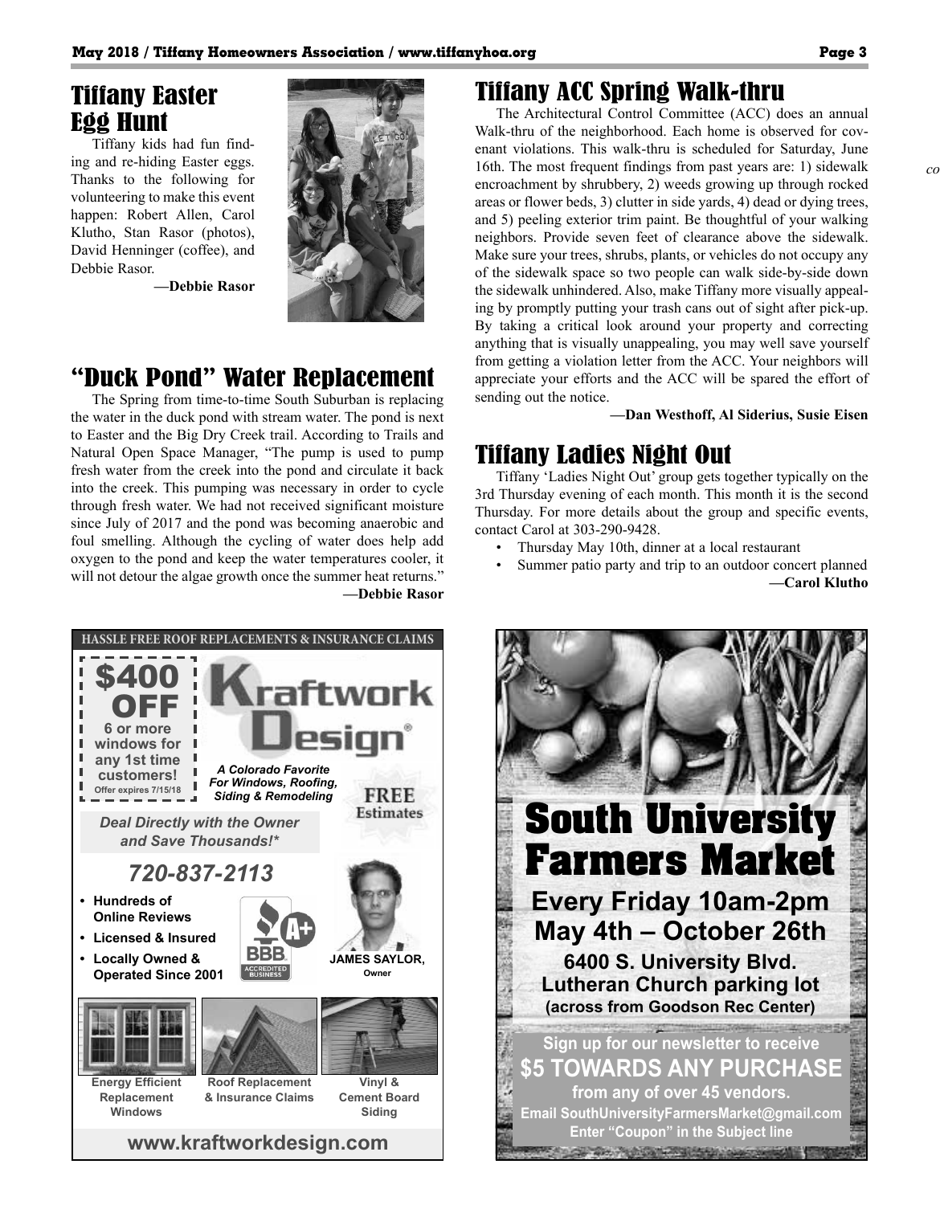## Tiffany Easter Egg Hunt

Tiffany kids had fun finding and re-hiding Easter eggs. Thanks to the following for volunteering to make this event happen: Robert Allen, Carol Klutho, Stan Rasor (photos), David Henninger (coffee), and Debbie Rasor.

**—Debbie Rasor**

## "Duck Pond" Water Replacement

The Spring from time-to-time South Suburban is replacing the water in the duck pond with stream water. The pond is next to Easter and the Big Dry Creek trail. According to Trails and Natural Open Space Manager, "The pump is used to pump fresh water from the creek into the pond and circulate it back into the creek. This pumping was necessary in order to cycle through fresh water. We had not received significant moisture since July of 2017 and the pond was becoming anaerobic and foul smelling. Although the cycling of water does help add oxygen to the pond and keep the water temperatures cooler, it will not detour the algae growth once the summer heat returns."

**—Debbie Rasor**

## Tiffany ACC Spring Walk-thru

The Architectural Control Committee (ACC) does an annual Walk-thru of the neighborhood. Each home is observed for covenant violations. This walk-thru is scheduled for Saturday, June 16th. The most frequent findings from past years are: 1) sidewalk encroachment by shrubbery, 2) weeds growing up through rocked areas or flower beds, 3) clutter in side yards, 4) dead or dying trees, and 5) peeling exterior trim paint. Be thoughtful of your walking neighbors. Provide seven feet of clearance above the sidewalk. Make sure your trees, shrubs, plants, or vehicles do not occupy any of the sidewalk space so two people can walk side-by-side down the sidewalk unhindered. Also, make Tiffany more visually appealing by promptly putting your trash cans out of sight after pick-up. By taking a critical look around your property and correcting anything that is visually unappealing, you may well save yourself from getting a violation letter from the ACC. Your neighbors will appreciate your efforts and the ACC will be spared the effort of sending out the notice.

**—Dan Westhoff, Al Siderius, Susie Eisen**

## Tiffany Ladies Night Out

Tiffany 'Ladies Night Out' group gets together typically on the 3rd Thursday evening of each month. This month it is the second Thursday. For more details about the group and specific events, contact Carol at 303-290-9428.

- Thursday May 10th, dinner at a local restaurant
- Summer patio party and trip to an outdoor concert planned

**—Carol Klutho**

---

**HASSLE FREE ROOF REPLACEMENTS & INSURANCE CLAIMS**

**$400 OFF** 6 or more windows for any 1st time customers! Offer expires 7/15/18

**Kraftwork Design®**

*A Colorado Favorite For Windows, Roofing, Siding & Remodeling*

**FREE Estimates**

*Deal Directly with the Owner and Save Thousands!**

***720-837-2113***

- Hundreds of Online Reviews
- Licensed & Insured
- Locally Owned & Operated Since 2001

BBB A+ Accredited Business

**JAMES SAYLOR, Owner**

Energy Efficient Replacement Windows | Roof Replacement & Insurance Claims | Vinyl & Cement Board Siding

**www.kraftworkdesign.com**

---

# South University Farmers Market

**Every Friday 10am-2pm**
**May 4th – October 26th**

**6400 S. University Blvd.**
**Lutheran Church parking lot**
**(across from Goodson Rec Center)**

Sign up for our newsletter to receive
**$5 TOWARDS ANY PURCHASE**
from any of over 45 vendors.
Email SouthUniversityFarmersMarket@gmail.com
Enter "Coupon" in the Subject line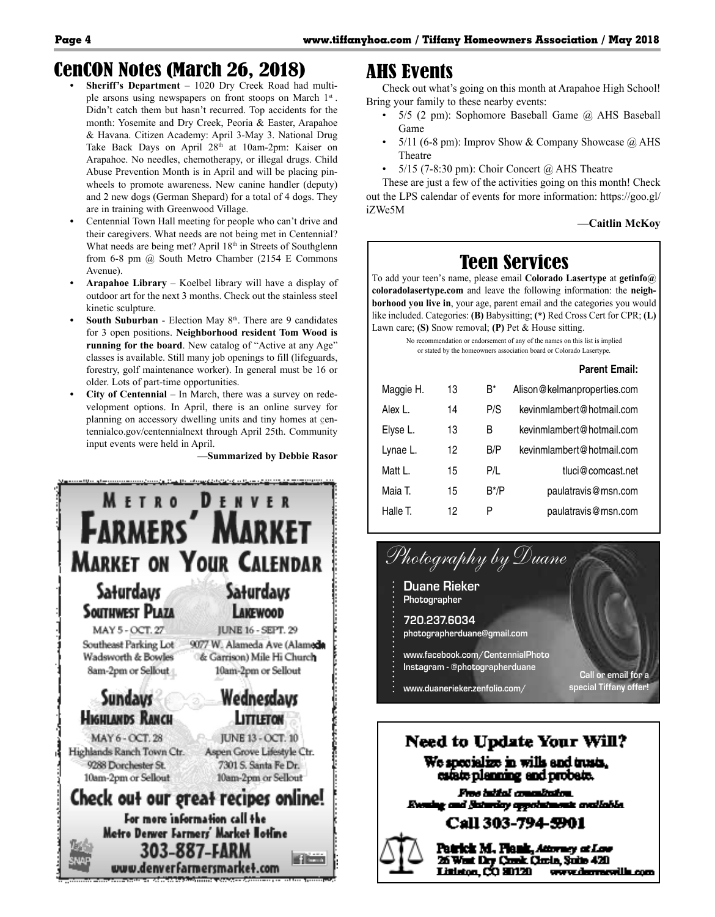# CenCON Notes (March 26, 2018)

- **Sheriff's Department** – 1020 Dry Creek Road had multiple arsons using newspapers on front stoops on March 1st. Didn't catch them but hasn't recurred. Top accidents for the month: Yosemite and Dry Creek, Peoria & Easter, Arapahoe & Havana. Citizen Academy: April 3-May 3. National Drug Take Back Days on April 28th at 10am-2pm: Kaiser on Arapahoe. No needles, chemotherapy, or illegal drugs. Child Abuse Prevention Month is in April and will be placing pinwheels to promote awareness. New canine handler (deputy) and 2 new dogs (German Shepard) for a total of 4 dogs. They are in training with Greenwood Village.
- Centennial Town Hall meeting for people who can't drive and their caregivers. What needs are not being met in Centennial? What needs are being met? April 18th in Streets of Southglenn from 6-8 pm @ South Metro Chamber (2154 E Commons Avenue).
- **Arapahoe Library** – Koelbel library will have a display of outdoor art for the next 3 months. Check out the stainless steel kinetic sculpture.
- **South Suburban** - Election May 8th. There are 9 candidates for 3 open positions. **Neighborhood resident Tom Wood is running for the board**. New catalog of "Active at any Age" classes is available. Still many job openings to fill (lifeguards, forestry, golf maintenance worker). In general must be 16 or older. Lots of part-time opportunities.
- **City of Centennial** – In March, there was a survey on redevelopment options. In April, there is an online survey for planning on accessory dwelling units and tiny homes at centennialco.gov/centennialnext through April 25th. Community input events were held in April.

**—Summarized by Debbie Rasor**

# AHS Events

Check out what's going on this month at Arapahoe High School! Bring your family to these nearby events:

- 5/5 (2 pm): Sophomore Baseball Game @ AHS Baseball Game
- 5/11 (6-8 pm): Improv Show & Company Showcase @ AHS Theatre
- 5/15 (7-8:30 pm): Choir Concert @ AHS Theatre

These are just a few of the activities going on this month! Check out the LPS calendar of events for more information: https://goo.gl/iZWe5M

**—Caitlin McKoy**

## Teen Services

To add your teen's name, please email **Colorado Lasertype** at **getinfo@coloradolasertype.com** and leave the following information: the **neighborhood you live in**, your age, parent email and the categories you would like included. Categories: **(B)** Babysitting; **(*)** Red Cross Cert for CPR; **(L)** Lawn care; **(S)** Snow removal; **(P)** Pet & House sitting.

No recommendation or endorsement of any of the names on this list is implied or stated by the homeowners association board or Colorado Lasertype.

| | | | Parent Email: |
|---|---|---|---|
| Maggie H. | 13 | B* | Alison@kelmanproperties.com |
| Alex L. | 14 | P/S | kevinmlambert@hotmail.com |
| Elyse L. | 13 | B | kevinmlambert@hotmail.com |
| Lynae L. | 12 | B/P | kevinmlambert@hotmail.com |
| Matt L. | 15 | P/L | tluci@comcast.net |
| Maia T. | 15 | B*/P | paulatravis@msn.com |
| Halle T. | 12 | P | paulatravis@msn.com |

## Metro Denver Farmers' Market

**Market on Your Calendar**

**Saturdays – Southwest Plaza**
May 5 - Oct. 27
Southeast Parking Lot
Wadsworth & Bowles
8am-2pm or Sellout

**Saturdays – Lakewood**
June 16 - Sept. 29
9077 W. Alameda Ave (Alameda & Garrison) Mile Hi Church
10am-2pm or Sellout

**Sundays – Highlands Ranch**
May 6 - Oct. 28
Highlands Ranch Town Ctr.
9288 Dorchester St.
10am-2pm or Sellout

**Wednesdays – Littleton**
June 13 - Oct. 10
Aspen Grove Lifestyle Ctr.
7301 S. Santa Fe Dr.
10am-2pm or Sellout

**Check out our great recipes online!**

For more information call the Metro Denver Farmers' Market Hotline
303-887-FARM
www.denverfarmersmarket.com

## Photography by Duane

**Duane Rieker**
Photographer

720.237.6034
photographerduane@gmail.com

www.facebook.com/CentennialPhoto
Instagram - @photographerduane

www.duanerieker.zenfolio.com/

Call or email for a special Tiffany offer!

## Need to Update Your Will?

We specialize in wills and trusts, estate planning and probate.

*Free initial consultation.*
*Evening and Saturday appointments available.*

**Call 303-794-5901**

**Patrick M. Plank,** *Attorney at Law*
26 West Dry Creek Circle, Suite 420
Littleton, CO 80120 www.denverwills.com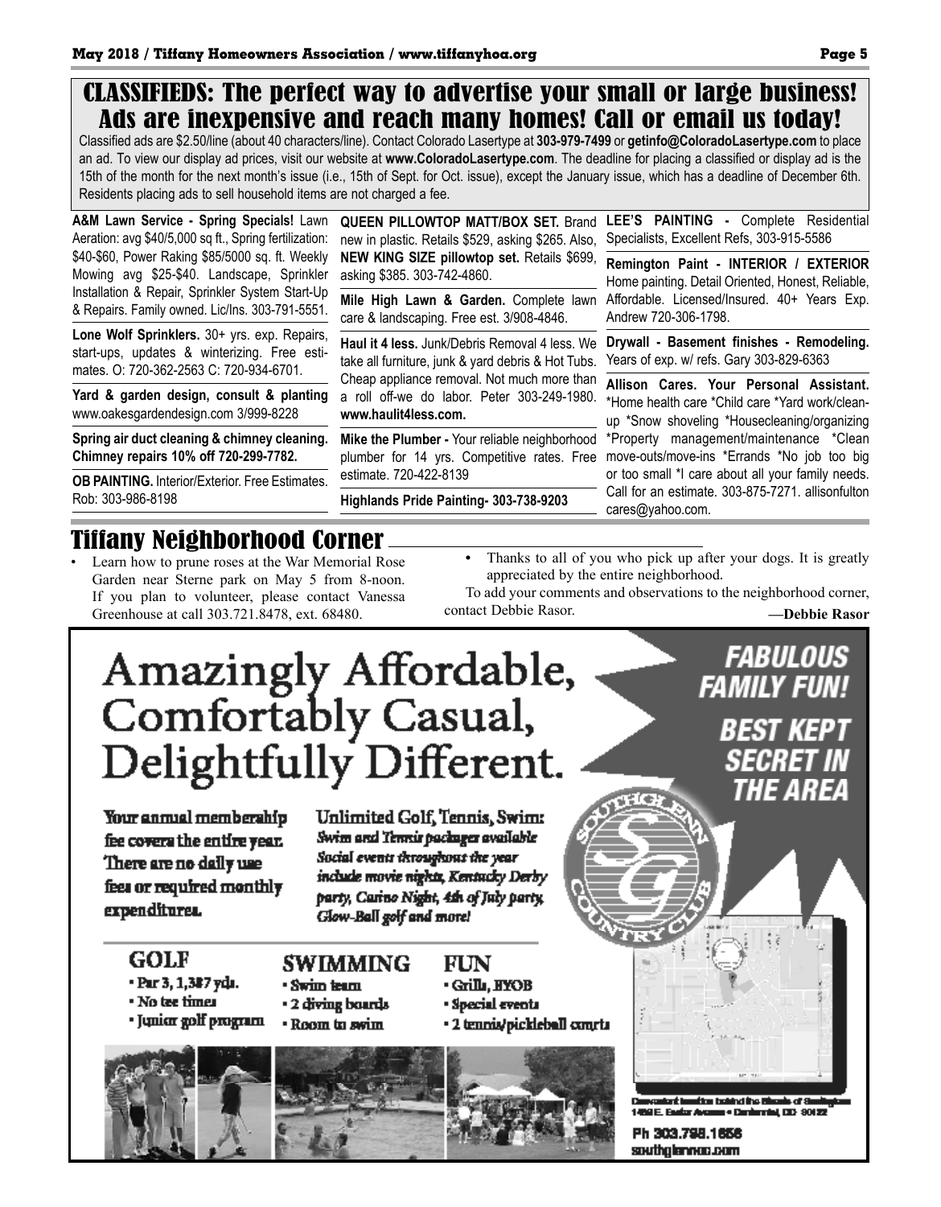# CLASSIFIEDS: The perfect way to advertise your small or large business! Ads are inexpensive and reach many homes! Call or email us today!

Classified ads are $2.50/line (about 40 characters/line). Contact Colorado Lasertype at **303-979-7499** or **getinfo@ColoradoLasertype.com** to place an ad. To view our display ad prices, visit our website at **www.ColoradoLasertype.com**. The deadline for placing a classified or display ad is the 15th of the month for the next month's issue (i.e., 15th of Sept. for Oct. issue), except the January issue, which has a deadline of December 6th. Residents placing ads to sell household items are not charged a fee.

**A&M Lawn Service - Spring Specials!** Lawn Aeration: avg $40/5,000 sq ft., Spring fertilization: $40-$60, Power Raking $85/5000 sq. ft. Weekly Mowing avg $25-$40. Landscape, Sprinkler Installation & Repair, Sprinkler System Start-Up & Repairs. Family owned. Lic/Ins. 303-791-5551.

**Lone Wolf Sprinklers.** 30+ yrs. exp. Repairs, start-ups, updates & winterizing. Free estimates. O: 720-362-2563 C: 720-934-6701.

**Yard & garden design, consult & planting** www.oakesgardendesign.com 3/999-8228

**Spring air duct cleaning & chimney cleaning. Chimney repairs 10% off 720-299-7782.**

**OB PAINTING.** Interior/Exterior. Free Estimates. Rob: 303-986-8198

**QUEEN PILLOWTOP MATT/BOX SET.** Brand new in plastic. Retails $529, asking $265. Also, **NEW KING SIZE pillowtop set.** Retails $699, asking $385. 303-742-4860.

**Mile High Lawn & Garden.** Complete lawn care & landscaping. Free est. 3/908-4846.

**Haul it 4 less.** Junk/Debris Removal 4 less. We take all furniture, junk & yard debris & Hot Tubs. Cheap appliance removal. Not much more than a roll off-we do labor. Peter 303-249-1980. **www.haulit4less.com.**

**Mike the Plumber -** Your reliable neighborhood plumber for 14 yrs. Competitive rates. Free estimate. 720-422-8139

**Highlands Pride Painting- 303-738-9203**

**LEE'S PAINTING -** Complete Residential Specialists, Excellent Refs, 303-915-5586

**Remington Paint - INTERIOR / EXTERIOR** Home painting. Detail Oriented, Honest, Reliable, Affordable. Licensed/Insured. 40+ Years Exp. Andrew 720-306-1798.

**Drywall - Basement finishes - Remodeling.** Years of exp. w/ refs. Gary 303-829-6363

**Allison Cares. Your Personal Assistant.** *Home health care *Child care *Yard work/clean-up *Snow shoveling *Housecleaning/organizing *Property management/maintenance *Clean move-outs/move-ins *Errands *No job too big or too small *I care about all your family needs. Call for an estimate. 303-875-7271. allisonfultoncares@yahoo.com.

# Tiffany Neighborhood Corner

- Learn how to prune roses at the War Memorial Rose Garden near Sterne park on May 5 from 8-noon. If you plan to volunteer, please contact Vanessa Greenhouse at call 303.721.8478, ext. 68480.
- Thanks to all of you who pick up after your dogs. It is greatly appreciated by the entire neighborhood.

To add your comments and observations to the neighborhood corner, contact Debbie Rasor.

**—Debbie Rasor**

# Amazingly Affordable, Comfortably Casual, Delightfully Different.

**FABULOUS FAMILY FUN!**

**BEST KEPT SECRET IN THE AREA**

Your annual membership fee covers the entire year. There are no daily use fees or required monthly expenditures.

Unlimited Golf, Tennis, Swim:
*Swim and Tennis packages available*
*Social events throughout the year include movie nights, Kentucky Derby party, Casino Night, 4th of July party, Glow-Ball golf and more!*

SouthGlenn Country Club

**GOLF**
- Par 3, 1,387 yds.
- No tee times
- Junior golf program

**SWIMMING**
- Swim team
- 2 diving boards
- Room to swim

**FUN**
- Grills, BYOB
- Special events
- 2 tennis/pickleball courts

Convenient location behind the Streets of Southglenn
1480 E. Easter Avenue • Centennial, CO 80122

Ph 303.798.1656
southglenncc.com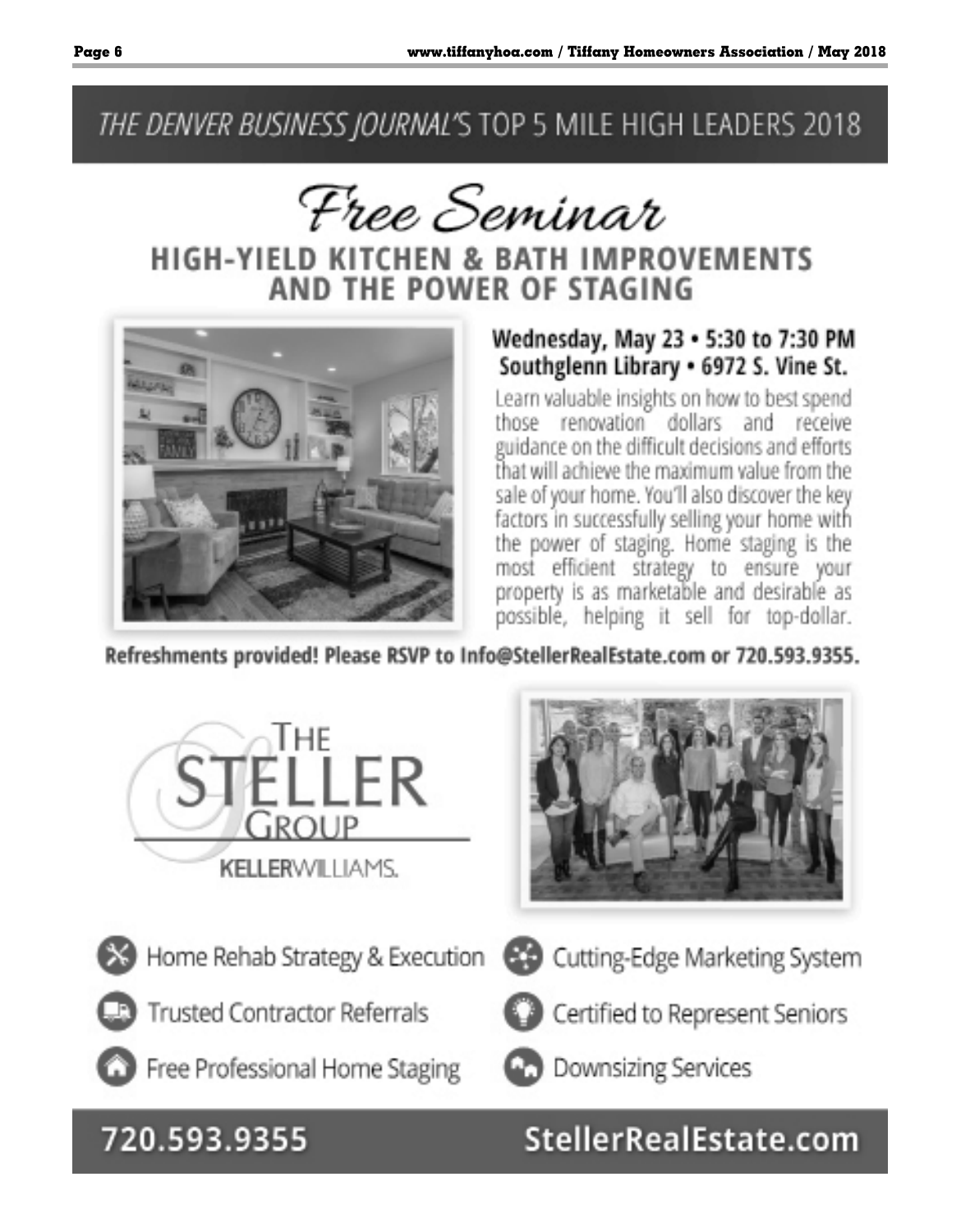THE DENVER BUSINESS JOURNAL'S TOP 5 MILE HIGH LEADERS 2018

# Free Seminar

## HIGH-YIELD KITCHEN & BATH IMPROVEMENTS AND THE POWER OF STAGING

### Wednesday, May 23 • 5:30 to 7:30 PM
### Southglenn Library • 6972 S. Vine St.

Learn valuable insights on how to best spend those renovation dollars and receive guidance on the difficult decisions and efforts that will achieve the maximum value from the sale of your home. You'll also discover the key factors in successfully selling your home with the power of staging. Home staging is the most efficient strategy to ensure your property is as marketable and desirable as possible, helping it sell for top-dollar.

**Refreshments provided! Please RSVP to Info@StellerRealEstate.com or 720.593.9355.**

THE STELLER GROUP

KELLERWILLIAMS.

- Home Rehab Strategy & Execution
- Cutting-Edge Marketing System
- Trusted Contractor Referrals
- Certified to Represent Seniors
- Free Professional Home Staging
- Downsizing Services

**720.593.9355** **StellerRealEstate.com**